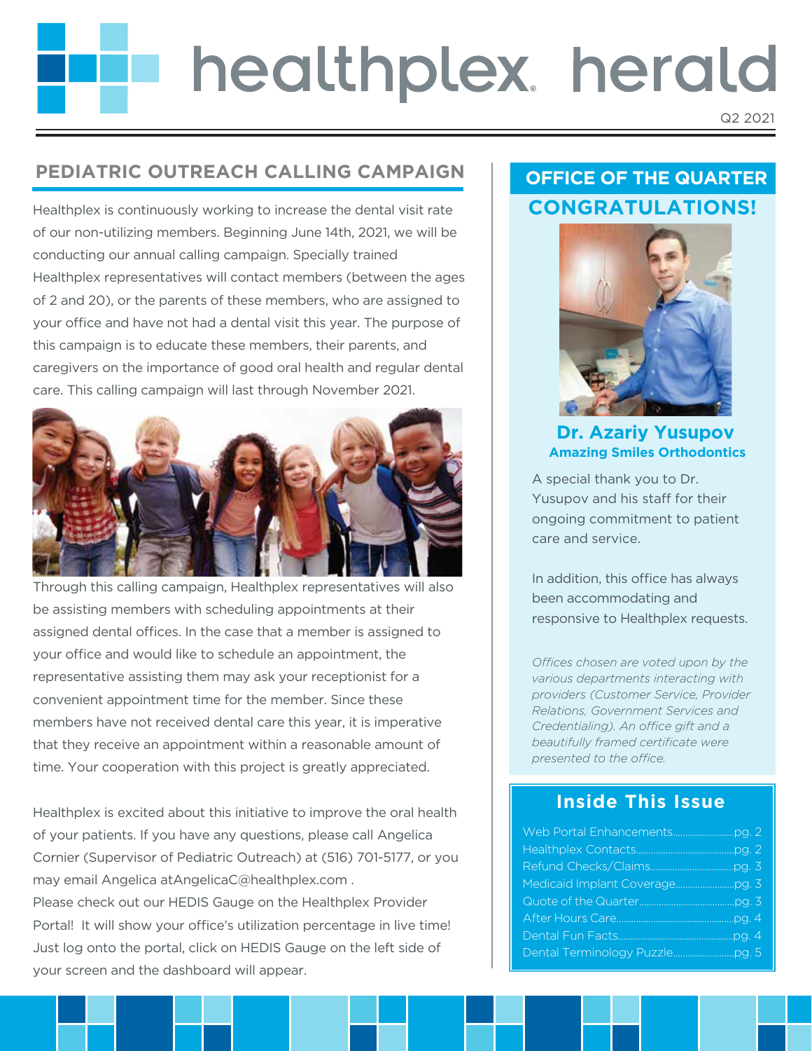# healthplex herald

Q2 2021

## PEDIATRIC OUTREACH CALLING CAMPAIGN

Healthplex is continuously working to increase the dental visit rate of our non-utilizing members. Beginning June 14th, 2021, we will be conducting our annual calling campaign. Specially trained Healthplex representatives will contact members (between the ages of 2 and 20), or the parents of these members, who are assigned to your office and have not had a dental visit this year. The purpose of this campaign is to educate these members, their parents, and caregivers on the importance of good oral health and regular dental care. This calling campaign will last through November 2021.

Through this calling campaign, Healthplex representatives will also be assisting members with scheduling appointments at their assigned dental offices. In the case that a member is assigned to your office and would like to schedule an appointment, the representative assisting them may ask your receptionist for a convenient appointment time for the member. Since these members have not received dental care this year, it is imperative that they receive an appointment within a reasonable amount of time. Your cooperation with this project is greatly appreciated.

Healthplex is excited about this initiative to improve the oral health of your patients. If you have any questions, please call Angelica Cornier (Supervisor of Pediatric Outreach) at (516) 701-5177, or you may email Angelica atAngelicaC@healthplex.com .

Please check out our HEDIS Gauge on the Healthplex Provider Portal! It will show your office's utilization percentage in live time! Just log onto the portal, click on HEDIS Gauge on the left side of your screen and the dashboard will appear.

## OFFICE OF THE QUARTER

### CONGRATULATIONS!

**Dr. Azariy Yusupov**
**Amazing Smiles Orthodontics**

A special thank you to Dr. Yusupov and his staff for their ongoing commitment to patient care and service.

In addition, this office has always been accommodating and responsive to Healthplex requests.

*Offices chosen are voted upon by the various departments interacting with providers (Customer Service, Provider Relations, Government Services and Credentialing). An office gift and a beautifully framed certificate were presented to the office.*

## Inside This Issue

- Web Portal Enhancements ........ pg. 2
- Healthplex Contacts ........ pg. 2
- Refund Checks/Claims ........ pg. 3
- Medicaid Implant Coverage ........ pg. 3
- Quote of the Quarter ........ pg. 3
- After Hours Care ........ pg. 4
- Dental Fun Facts ........ pg. 4
- Dental Terminology Puzzle ........ pg. 5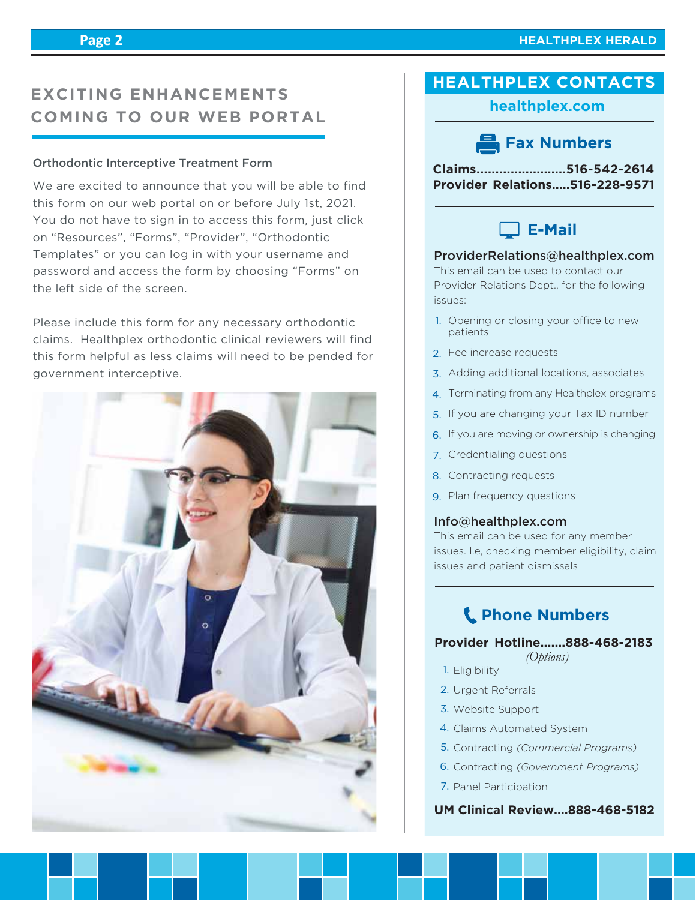## EXCITING ENHANCEMENTS COMING TO OUR WEB PORTAL

### Orthodontic Interceptive Treatment Form

We are excited to announce that you will be able to find this form on our web portal on or before July 1st, 2021. You do not have to sign in to access this form, just click on "Resources", "Forms", "Provider", "Orthodontic Templates" or you can log in with your username and password and access the form by choosing "Forms" on the left side of the screen.

Please include this form for any necessary orthodontic claims. Healthplex orthodontic clinical reviewers will find this form helpful as less claims will need to be pended for government interceptive.

## HEALTHPLEX CONTACTS

**healthplex.com**

### Fax Numbers

**Claims........................516-542-2614**
**Provider Relations.....516-228-9571**

### E-Mail

**ProviderRelations@healthplex.com**
This email can be used to contact our Provider Relations Dept., for the following issues:

1. Opening or closing your office to new patients
2. Fee increase requests
3. Adding additional locations, associates
4. Terminating from any Healthplex programs
5. If you are changing your Tax ID number
6. If you are moving or ownership is changing
7. Credentialing questions
8. Contracting requests
9. Plan frequency questions

**Info@healthplex.com**
This email can be used for any member issues. I.e, checking member eligibility, claim issues and patient dismissals

### Phone Numbers

**Provider Hotline.......888-468-2183**
*(Options)*

1. Eligibility
2. Urgent Referrals
3. Website Support
4. Claims Automated System
5. Contracting *(Commercial Programs)*
6. Contracting *(Government Programs)*
7. Panel Participation

**UM Clinical Review....888-468-5182**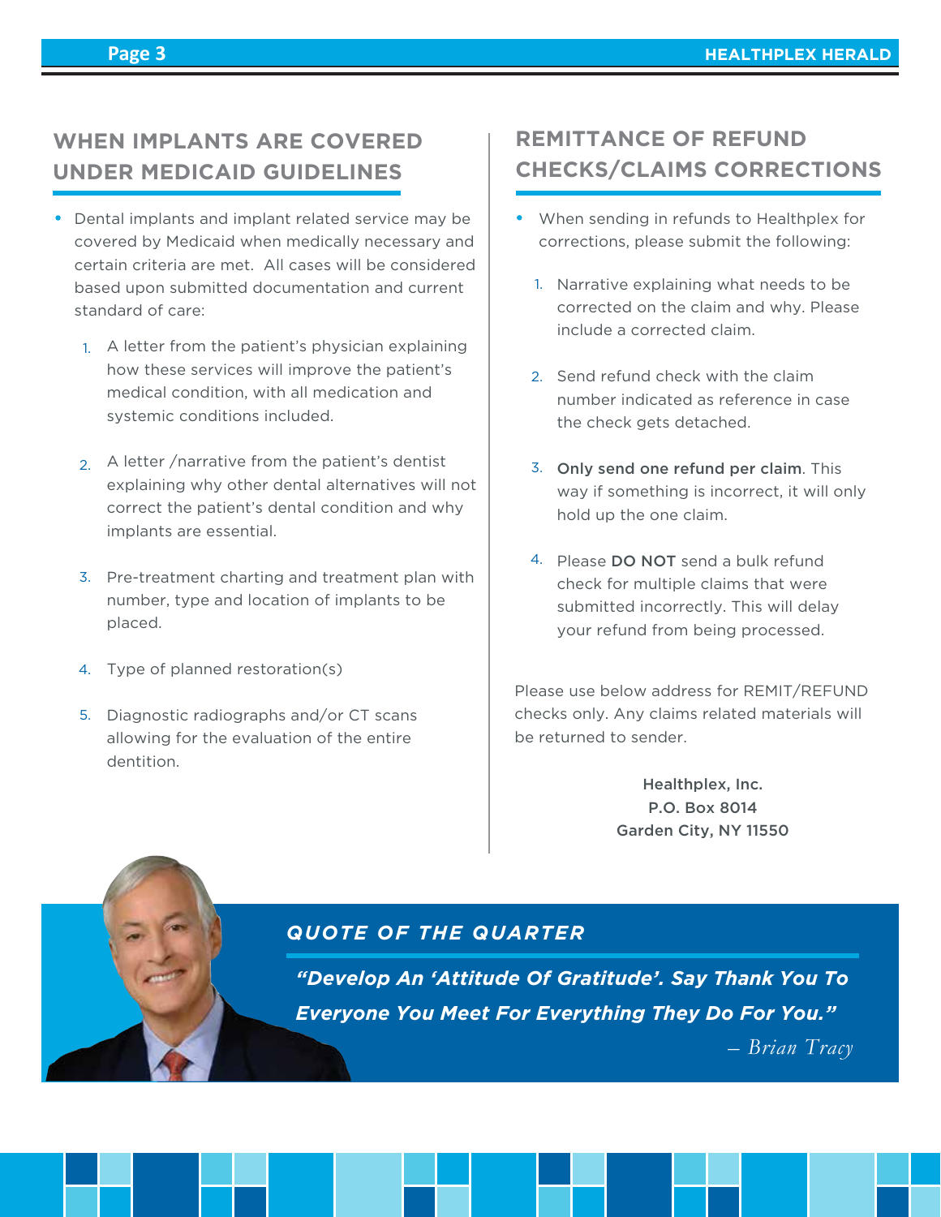## WHEN IMPLANTS ARE COVERED UNDER MEDICAID GUIDELINES

- Dental implants and implant related service may be covered by Medicaid when medically necessary and certain criteria are met. All cases will be considered based upon submitted documentation and current standard of care:

  1. A letter from the patient's physician explaining how these services will improve the patient's medical condition, with all medication and systemic conditions included.

  2. A letter /narrative from the patient's dentist explaining why other dental alternatives will not correct the patient's dental condition and why implants are essential.

  3. Pre-treatment charting and treatment plan with number, type and location of implants to be placed.

  4. Type of planned restoration(s)

  5. Diagnostic radiographs and/or CT scans allowing for the evaluation of the entire dentition.

## REMITTANCE OF REFUND CHECKS/CLAIMS CORRECTIONS

- When sending in refunds to Healthplex for corrections, please submit the following:

  1. Narrative explaining what needs to be corrected on the claim and why. Please include a corrected claim.

  2. Send refund check with the claim number indicated as reference in case the check gets detached.

  3. **Only send one refund per claim**. This way if something is incorrect, it will only hold up the one claim.

  4. Please **DO NOT** send a bulk refund check for multiple claims that were submitted incorrectly. This will delay your refund from being processed.

Please use below address for REMIT/REFUND checks only. Any claims related materials will be returned to sender.

**Healthplex, Inc.**
**P.O. Box 8014**
**Garden City, NY 11550**

### QUOTE OF THE QUARTER

***"Develop An 'Attitude Of Gratitude'. Say Thank You To Everyone You Meet For Everything They Do For You."***

*– Brian Tracy*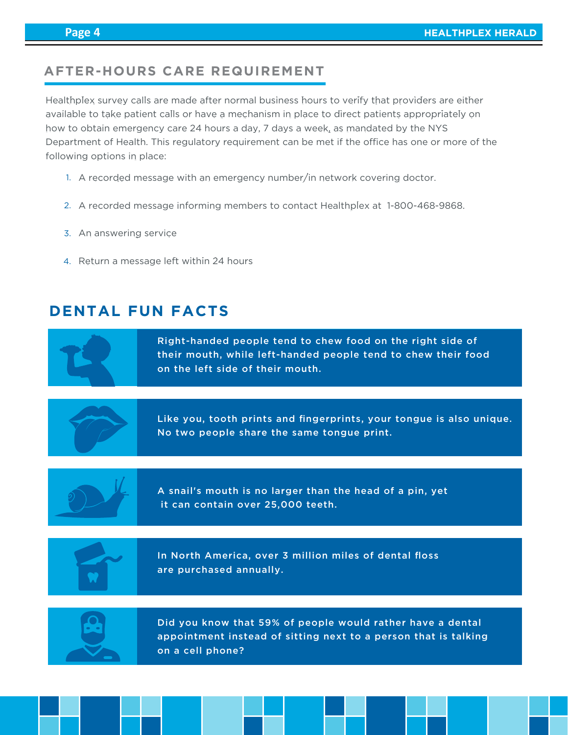## AFTER-HOURS CARE REQUIREMENT

Healthplex survey calls are made after normal business hours to verify that providers are either available to take patient calls or have a mechanism in place to direct patients appropriately on how to obtain emergency care 24 hours a day, 7 days a week, as mandated by the NYS Department of Health. This regulatory requirement can be met if the office has one or more of the following options in place:

1. A recorded message with an emergency number/in network covering doctor.
2. A recorded message informing members to contact Healthplex at 1-800-468-9868.
3. An answering service
4. Return a message left within 24 hours

## DENTAL FUN FACTS

Right-handed people tend to chew food on the right side of their mouth, while left-handed people tend to chew their food on the left side of their mouth.

Like you, tooth prints and fingerprints, your tongue is also unique. No two people share the same tongue print.

A snail's mouth is no larger than the head of a pin, yet it can contain over 25,000 teeth.

In North America, over 3 million miles of dental floss are purchased annually.

Did you know that 59% of people would rather have a dental appointment instead of sitting next to a person that is talking on a cell phone?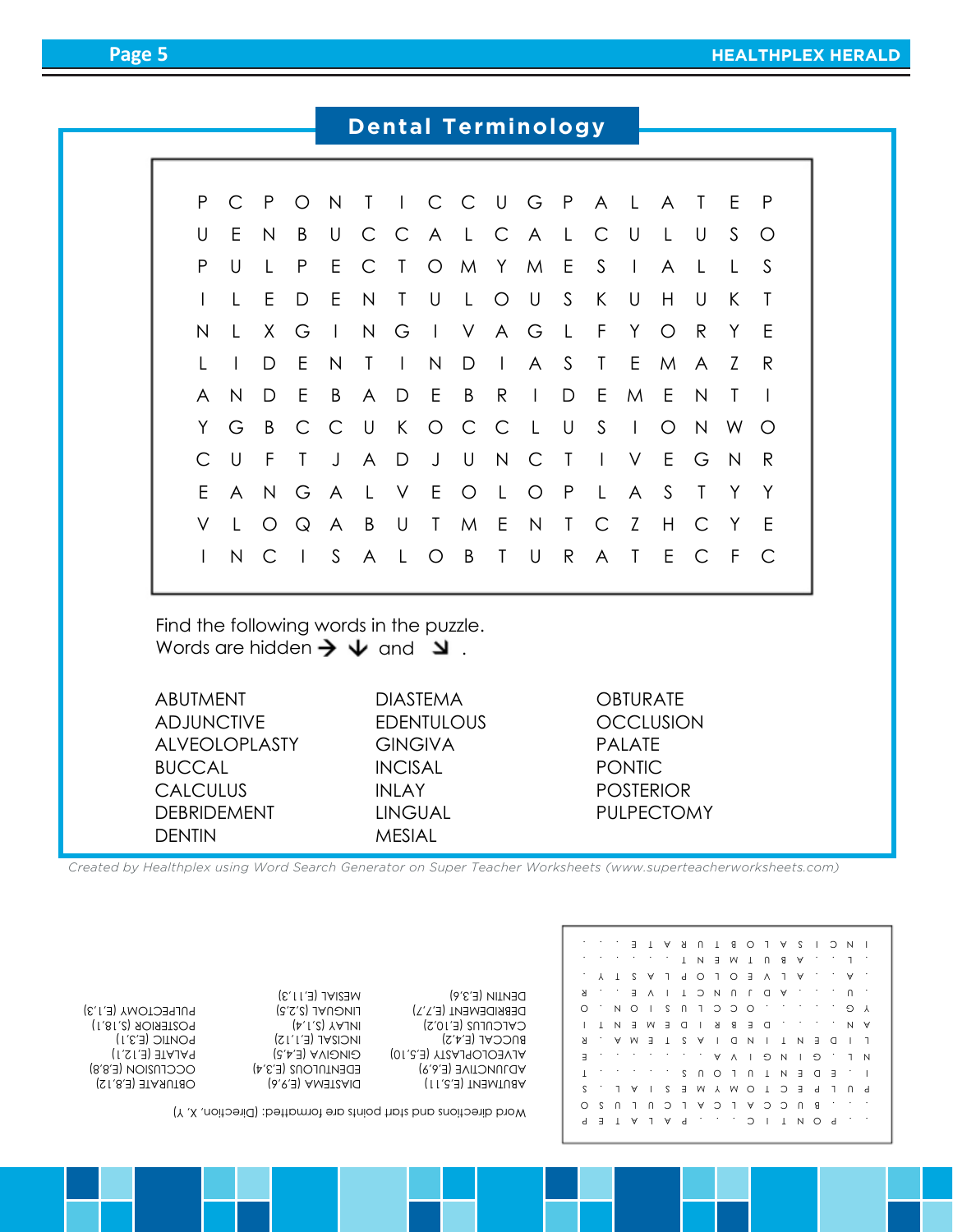## Dental Terminology

| | | | | | | | | | | | | | | | | | |
|---|---|---|---|---|---|---|---|---|---|---|---|---|---|---|---|---|---|
| P | C | P | O | N | T | I | C | C | U | G | P | A | L | A | T | E | P |
| U | E | N | B | U | C | C | A | L | C | A | L | C | U | L | U | S | O |
| P | U | L | P | E | C | T | O | M | Y | M | E | S | I | A | L | L | S |
| I | L | E | D | E | N | T | U | L | O | U | S | K | U | H | U | K | T |
| N | L | X | G | I | N | G | I | V | A | G | L | F | Y | O | R | Y | E |
| L | I | D | E | N | T | I | N | D | I | A | S | T | E | M | A | Z | R |
| A | N | D | E | B | A | D | E | B | R | I | D | E | M | E | N | T | I |
| Y | G | B | C | C | U | K | O | C | C | L | U | S | I | O | N | W | O |
| C | U | F | T | J | A | D | J | U | N | C | T | I | V | E | G | N | R |
| E | A | N | G | A | L | V | E | O | L | O | P | L | A | S | T | Y | Y |
| V | L | O | Q | A | B | U | T | M | E | N | T | C | Z | H | C | Y | E |
| I | N | C | I | S | A | L | O | B | T | U | R | A | T | E | C | F | C |

Find the following words in the puzzle.
Words are hidden → ↓ and ↘ .

ABUTMENT
ADJUNCTIVE
ALVEOLOPLASTY
BUCCAL
CALCULUS
DEBRIDEMENT
DENTIN
DIASTEMA
EDENTULOUS
GINGIVA
INCISAL
INLAY
LINGUAL
MESIAL
OBTURATE
OCCLUSION
PALATE
PONTIC
POSTERIOR
PULPECTOMY

*Created by Healthplex using Word Search Generator on Super Teacher Worksheets (www.superteacherworksheets.com)*

Word directions and start points are formatted: (Direction, X, Y)

ABUTMENT (E,5,11)
ADJUNCTIVE (E,6,9)
ALVEOLOPLASTY (E,5,10)
BUCCAL (E,4,2)
CALCULUS (E,10,2)
DEBRIDEMENT (E,7,7)
DENTIN (E,3,6)
DIASTEMA (E,9,6)
EDENTULOUS (E,3,4)
GINGIVA (E,4,5)
INCISAL (E,1,12)
INLAY (S,1,4)
LINGUAL (S,2,5)
MESIAL (E,11,3)
OBTURATE (E,8,12)
OCCLUSION (E,8,8)
PALATE (E,12,1)
PONTIC (E,3,1)
POSTERIOR (S,18,1)
PULPECTOMY (E,1,3)